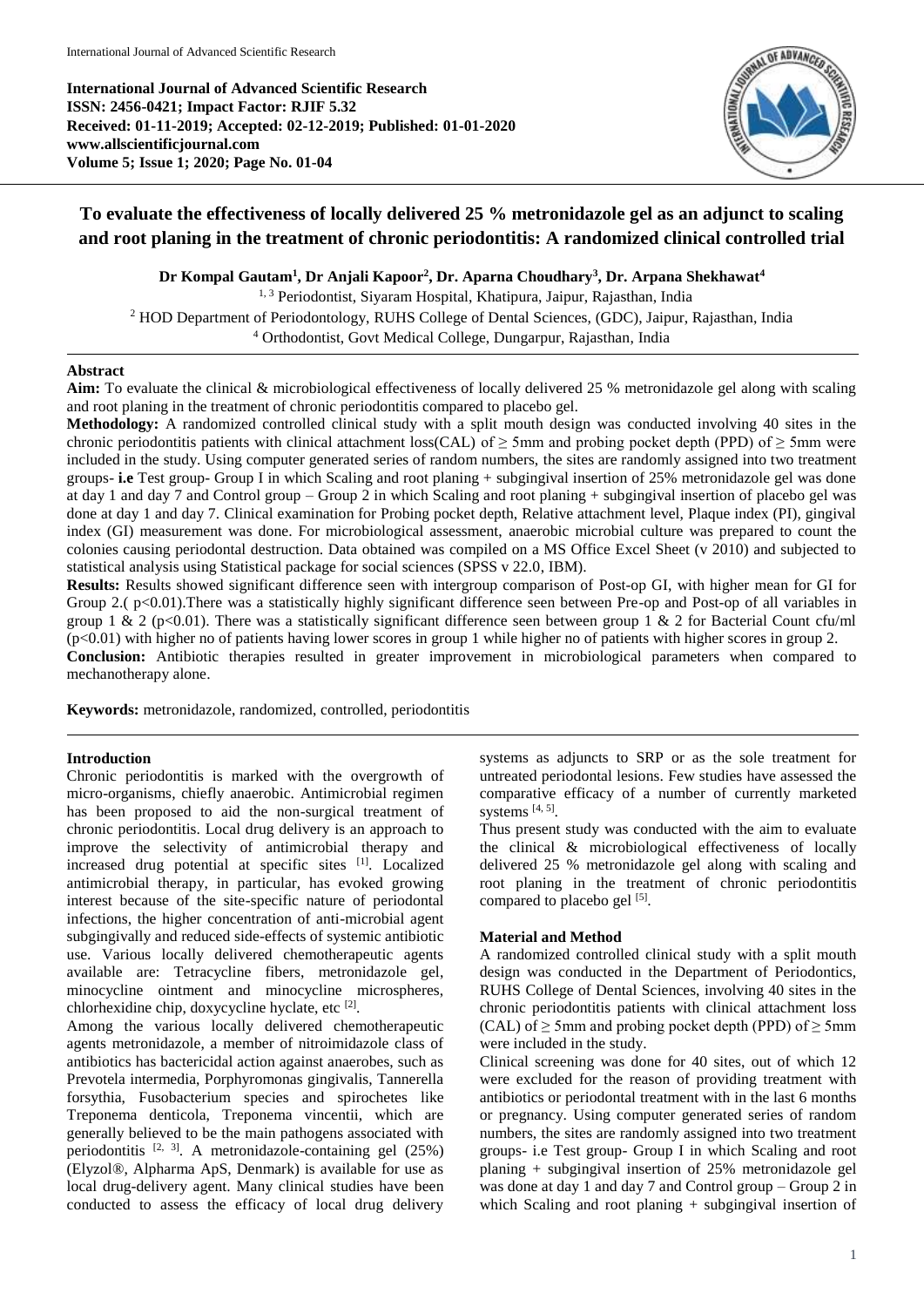# To evaluate the effectiveness of locally delivered 25 % metronidazole gel as an adjunct to scaling and root planing in the treatment of chronic periodontitis: A randomized clinical controlled trial

**Dr Kompal Gautam[1], Dr Anjali Kapoor[2], Dr. Aparna Choudhary[3], Dr. Arpana Shekhawat[4]**

[1, 3] Periodontist, Siyaram Hospital, Khatipura, Jaipur, Rajasthan, India

[2] HOD Department of Periodontology, RUHS College of Dental Sciences, (GDC), Jaipur, Rajasthan, India

[4] Orthodontist, Govt Medical College, Dungarpur, Rajasthan, India

## Abstract

**Aim:** To evaluate the clinical & microbiological effectiveness of locally delivered 25 % metronidazole gel along with scaling and root planing in the treatment of chronic periodontitis compared to placebo gel.

**Methodology:** A randomized controlled clinical study with a split mouth design was conducted involving 40 sites in the chronic periodontitis patients with clinical attachment loss(CAL) of ≥ 5mm and probing pocket depth (PPD) of ≥ 5mm were included in the study. Using computer generated series of random numbers, the sites are randomly assigned into two treatment groups- **i.e** Test group- Group I in which Scaling and root planing + subgingival insertion of 25% metronidazole gel was done at day 1 and day 7 and Control group – Group 2 in which Scaling and root planing + subgingival insertion of placebo gel was done at day 1 and day 7. Clinical examination for Probing pocket depth, Relative attachment level, Plaque index (PI), gingival index (GI) measurement was done. For microbiological assessment, anaerobic microbial culture was prepared to count the colonies causing periodontal destruction. Data obtained was compiled on a MS Office Excel Sheet (v 2010) and subjected to statistical analysis using Statistical package for social sciences (SPSS v 22.0, IBM).

**Results:** Results showed significant difference seen with intergroup comparison of Post-op GI, with higher mean for GI for Group 2.( $p<0.01$).There was a statistically highly significant difference seen between Pre-op and Post-op of all variables in group 1 & 2 ($p<0.01$). There was a statistically significant difference seen between group 1 & 2 for Bacterial Count cfu/ml ($p<0.01$) with higher no of patients having lower scores in group 1 while higher no of patients with higher scores in group 2.

**Conclusion:** Antibiotic therapies resulted in greater improvement in microbiological parameters when compared to mechanotherapy alone.

**Keywords:** metronidazole, randomized, controlled, periodontitis

## Introduction

Chronic periodontitis is marked with the overgrowth of micro-organisms, chiefly anaerobic. Antimicrobial regimen has been proposed to aid the non-surgical treatment of chronic periodontitis. Local drug delivery is an approach to improve the selectivity of antimicrobial therapy and increased drug potential at specific sites [1]. Localized antimicrobial therapy, in particular, has evoked growing interest because of the site-specific nature of periodontal infections, the higher concentration of anti-microbial agent subgingivally and reduced side-effects of systemic antibiotic use. Various locally delivered chemotherapeutic agents available are: Tetracycline fibers, metronidazole gel, minocycline ointment and minocycline microspheres, chlorhexidine chip, doxycycline hyclate, etc [2].

Among the various locally delivered chemotherapeutic agents metronidazole, a member of nitroimidazole class of antibiotics has bactericidal action against anaerobes, such as Prevotela intermedia, Porphyromonas gingivalis, Tannerella forsythia, Fusobacterium species and spirochetes like Treponema denticola, Treponema vincentii, which are generally believed to be the main pathogens associated with periodontitis [2, 3]. A metronidazole-containing gel (25%) (Elyzol®, Alpharma ApS, Denmark) is available for use as local drug-delivery agent. Many clinical studies have been conducted to assess the efficacy of local drug delivery systems as adjuncts to SRP or as the sole treatment for untreated periodontal lesions. Few studies have assessed the comparative efficacy of a number of currently marketed systems [4, 5].

Thus present study was conducted with the aim to evaluate the clinical & microbiological effectiveness of locally delivered 25 % metronidazole gel along with scaling and root planing in the treatment of chronic periodontitis compared to placebo gel [5].

## Material and Method

A randomized controlled clinical study with a split mouth design was conducted in the Department of Periodontics, RUHS College of Dental Sciences, involving 40 sites in the chronic periodontitis patients with clinical attachment loss (CAL) of ≥ 5mm and probing pocket depth (PPD) of ≥ 5mm were included in the study.

Clinical screening was done for 40 sites, out of which 12 were excluded for the reason of providing treatment with antibiotics or periodontal treatment with in the last 6 months or pregnancy. Using computer generated series of random numbers, the sites are randomly assigned into two treatment groups- i.e Test group- Group I in which Scaling and root planing + subgingival insertion of 25% metronidazole gel was done at day 1 and day 7 and Control group – Group 2 in which Scaling and root planing + subgingival insertion of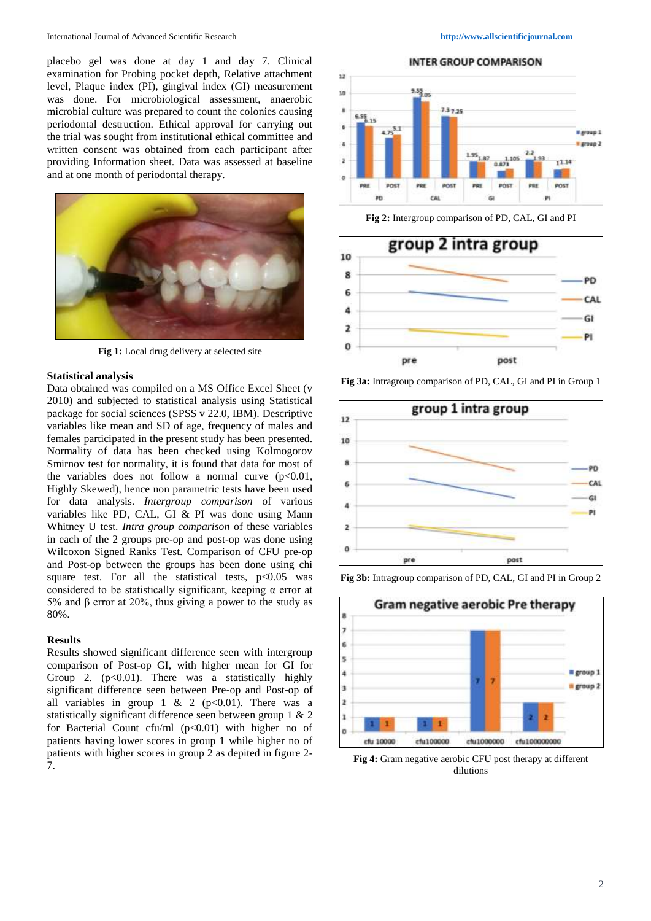placebo gel was done at day 1 and day 7. Clinical examination for Probing pocket depth, Relative attachment level, Plaque index (PI), gingival index (GI) measurement was done. For microbiological assessment, anaerobic microbial culture was prepared to count the colonies causing periodontal destruction. Ethical approval for carrying out the trial was sought from institutional ethical committee and written consent was obtained from each participant after providing Information sheet. Data was assessed at baseline and at one month of periodontal therapy.

**Fig 1:** Local drug delivery at selected site

### Statistical analysis

Data obtained was compiled on a MS Office Excel Sheet (v 2010) and subjected to statistical analysis using Statistical package for social sciences (SPSS v 22.0, IBM). Descriptive variables like mean and SD of age, frequency of males and females participated in the present study has been presented. Normality of data has been checked using Kolmogorov Smirnov test for normality, it is found that data for most of the variables does not follow a normal curve ($p<0.01$, Highly Skewed), hence non parametric tests have been used for data analysis. *Intergroup comparison* of various variables like PD, CAL, GI & PI was done using Mann Whitney U test. *Intra group comparison* of these variables in each of the 2 groups pre-op and post-op was done using Wilcoxon Signed Ranks Test. Comparison of CFU pre-op and Post-op between the groups has been done using chi square test. For all the statistical tests, $p<0.05$ was considered to be statistically significant, keeping $\alpha$ error at 5% and $\beta$ error at 20%, thus giving a power to the study as 80%.

### Results

Results showed significant difference seen with intergroup comparison of Post-op GI, with higher mean for GI for Group 2. ($p<0.01$). There was a statistically highly significant difference seen between Pre-op and Post-op of all variables in group 1 & 2 ($p<0.01$). There was a statistically significant difference seen between group 1 & 2 for Bacterial Count cfu/ml ($p<0.01$) with higher no of patients having lower scores in group 1 while higher no of patients with higher scores in group 2 as depited in figure 2-7.

**Fig 2:** Intergroup comparison of PD, CAL, GI and PI

**Fig 3a:** Intragroup comparison of PD, CAL, GI and PI in Group 1

**Fig 3b:** Intragroup comparison of PD, CAL, GI and PI in Group 2

**Fig 4:** Gram negative aerobic CFU post therapy at different dilutions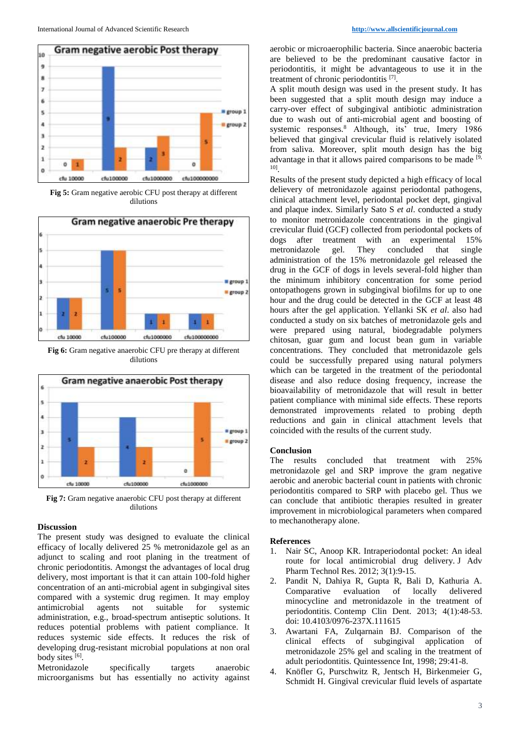Fig 5: Gram negative aerobic CFU post therapy at different dilutions

Fig 6: Gram negative anaerobic CFU pre therapy at different dilutions

Fig 7: Gram negative anaerobic CFU post therapy at different dilutions

## Discussion

The present study was designed to evaluate the clinical efficacy of locally delivered 25 % metronidazole gel as an adjunct to scaling and root planing in the treatment of chronic periodontitis. Amongst the advantages of local drug delivery, most important is that it can attain 100-fold higher concentration of an anti-microbial agent in subgingival sites compared with a systemic drug regimen. It may employ antimicrobial agents not suitable for systemic administration, e.g., broad-spectrum antiseptic solutions. It reduces potential problems with patient compliance. It reduces systemic side effects. It reduces the risk of developing drug-resistant microbial populations at non oral body sites [6].

Metronidazole specifically targets anaerobic microorganisms but has essentially no activity against aerobic or microaerophilic bacteria. Since anaerobic bacteria are believed to be the predominant causative factor in periodontitis, it might be advantageous to use it in the treatment of chronic periodontitis [7].

A split mouth design was used in the present study. It has been suggested that a split mouth design may induce a carry-over effect of subgingival antibiotic administration due to wash out of anti-microbial agent and boosting of systemic responses.[8] Although, its' true, Imery 1986 believed that gingival crevicular fluid is relatively isolated from saliva. Moreover, split mouth design has the big advantage in that it allows paired comparisons to be made [9, 10].

Results of the present study depicted a high efficacy of local delievery of metronidazole against periodontal pathogens, clinical attachment level, periodontal pocket dept, gingival and plaque index. Similarly Sato S *et al*. conducted a study to monitor metronidazole concentrations in the gingival crevicular fluid (GCF) collected from periodontal pockets of dogs after treatment with an experimental 15% metronidazole gel. They concluded that single administration of the 15% metronidazole gel released the drug in the GCF of dogs in levels several-fold higher than the minimum inhibitory concentration for some period ontopathogens grown in subgingival biofilms for up to one hour and the drug could be detected in the GCF at least 48 hours after the gel application. Yellanki SK *et al*. also had conducted a study on six batches of metronidazole gels and were prepared using natural, biodegradable polymers chitosan, guar gum and locust bean gum in variable concentrations. They concluded that metronidazole gels could be successfully prepared using natural polymers which can be targeted in the treatment of the periodontal disease and also reduce dosing frequency, increase the bioavailability of metronidazole that will result in better patient compliance with minimal side effects. These reports demonstrated improvements related to probing depth reductions and gain in clinical attachment levels that coincided with the results of the current study.

## Conclusion

The results concluded that treatment with 25% metronidazole gel and SRP improve the gram negative aerobic and anerobic bacterial count in patients with chronic periodontitis compared to SRP with placebo gel. Thus we can conclude that antibiotic therapies resulted in greater improvement in microbiological parameters when compared to mechanotherapy alone.

## References

1. Nair SC, Anoop KR. Intraperiodontal pocket: An ideal route for local antimicrobial drug delivery. J Adv Pharm Technol Res. 2012; 3(1):9-15.
2. Pandit N, Dahiya R, Gupta R, Bali D, Kathuria A. Comparative evaluation of locally delivered minocycline and metronidazole in the treatment of periodontitis. Contemp Clin Dent. 2013; 4(1):48-53. doi: 10.4103/0976-237X.111615
3. Awartani FA, Zulqarnain BJ. Comparison of the clinical effects of subgingival application of metronidazole 25% gel and scaling in the treatment of adult periodontitis. Quintessence Int, 1998; 29:41-8.
4. Knöfler G, Purschwitz R, Jentsch H, Birkenmeier G, Schmidt H. Gingival crevicular fluid levels of aspartate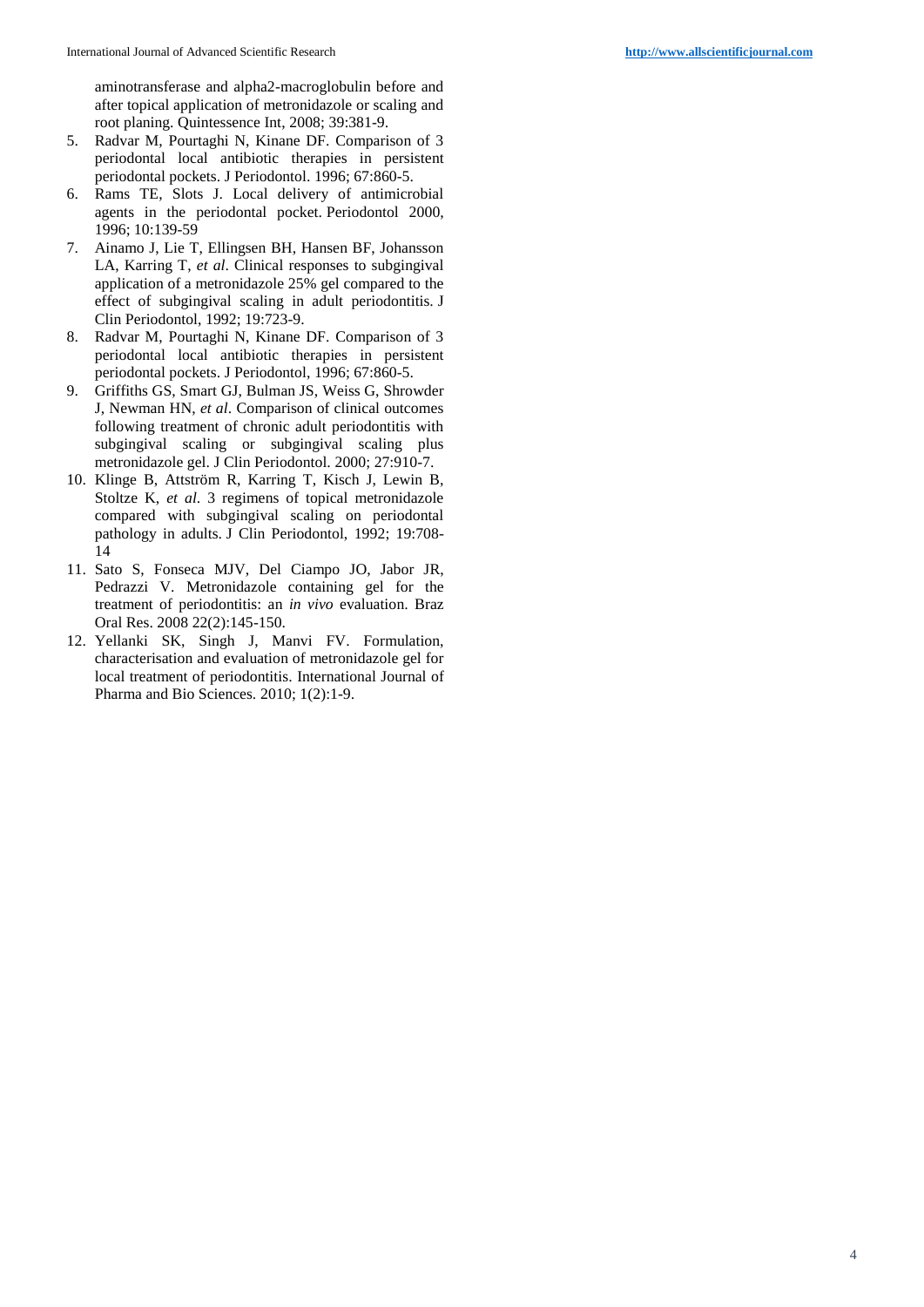aminotransferase and alpha2-macroglobulin before and after topical application of metronidazole or scaling and root planing. Quintessence Int, 2008; 39:381-9.

5. Radvar M, Pourtaghi N, Kinane DF. Comparison of 3 periodontal local antibiotic therapies in persistent periodontal pockets. J Periodontol. 1996; 67:860-5.
6. Rams TE, Slots J. Local delivery of antimicrobial agents in the periodontal pocket. Periodontol 2000, 1996; 10:139-59
7. Ainamo J, Lie T, Ellingsen BH, Hansen BF, Johansson LA, Karring T, *et al*. Clinical responses to subgingival application of a metronidazole 25% gel compared to the effect of subgingival scaling in adult periodontitis. J Clin Periodontol, 1992; 19:723-9.
8. Radvar M, Pourtaghi N, Kinane DF. Comparison of 3 periodontal local antibiotic therapies in persistent periodontal pockets. J Periodontol, 1996; 67:860-5.
9. Griffiths GS, Smart GJ, Bulman JS, Weiss G, Shrowder J, Newman HN, *et al*. Comparison of clinical outcomes following treatment of chronic adult periodontitis with subgingival scaling or subgingival scaling plus metronidazole gel. J Clin Periodontol. 2000; 27:910-7.
10. Klinge B, Attström R, Karring T, Kisch J, Lewin B, Stoltze K, *et al*. 3 regimens of topical metronidazole compared with subgingival scaling on periodontal pathology in adults. J Clin Periodontol, 1992; 19:708-14
11. Sato S, Fonseca MJV, Del Ciampo JO, Jabor JR, Pedrazzi V. Metronidazole containing gel for the treatment of periodontitis: an *in vivo* evaluation. Braz Oral Res. 2008 22(2):145-150.
12. Yellanki SK, Singh J, Manvi FV. Formulation, characterisation and evaluation of metronidazole gel for local treatment of periodontitis. International Journal of Pharma and Bio Sciences. 2010; 1(2):1-9.